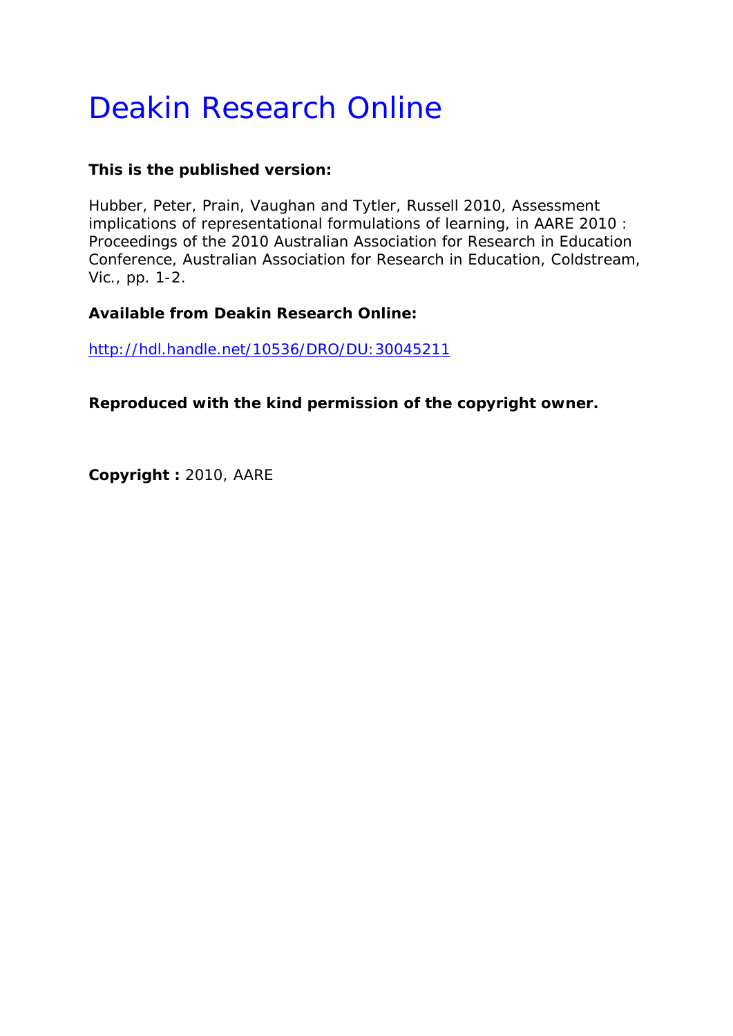# Deakin Research Online

**This is the published version:**

Hubber, Peter, Prain, Vaughan and Tytler, Russell 2010, Assessment implications of representational formulations of learning, in AARE 2010 : Proceedings of the 2010 Australian Association for Research in Education Conference, Australian Association for Research in Education, Coldstream, Vic., pp. 1-2.

**Available from Deakin Research Online:**

http://hdl.handle.net/10536/DRO/DU:30045211

**Reproduced with the kind permission of the copyright owner.**

**Copyright :** 2010, AARE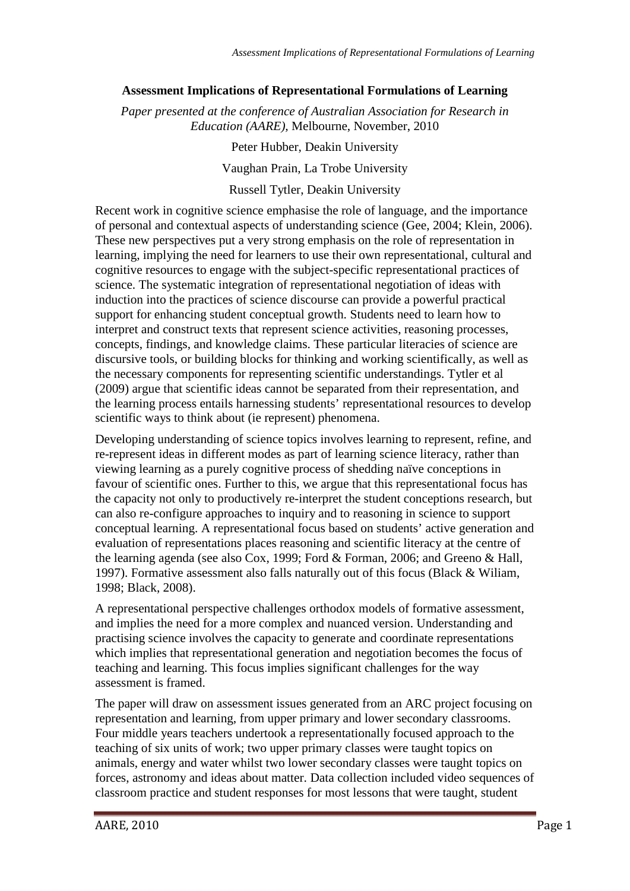**Assessment Implications of Representational Formulations of Learning**

*Paper presented at the conference of Australian Association for Research in Education (AARE),* Melbourne, November, 2010

Peter Hubber, Deakin University

Vaughan Prain, La Trobe University

Russell Tytler, Deakin University

Recent work in cognitive science emphasise the role of language, and the importance of personal and contextual aspects of understanding science (Gee, 2004; Klein, 2006). These new perspectives put a very strong emphasis on the role of representation in learning, implying the need for learners to use their own representational, cultural and cognitive resources to engage with the subject-specific representational practices of science. The systematic integration of representational negotiation of ideas with induction into the practices of science discourse can provide a powerful practical support for enhancing student conceptual growth. Students need to learn how to interpret and construct texts that represent science activities, reasoning processes, concepts, findings, and knowledge claims. These particular literacies of science are discursive tools, or building blocks for thinking and working scientifically, as well as the necessary components for representing scientific understandings. Tytler et al (2009) argue that scientific ideas cannot be separated from their representation, and the learning process entails harnessing students' representational resources to develop scientific ways to think about (ie represent) phenomena.

Developing understanding of science topics involves learning to represent, refine, and re-represent ideas in different modes as part of learning science literacy, rather than viewing learning as a purely cognitive process of shedding naïve conceptions in favour of scientific ones. Further to this, we argue that this representational focus has the capacity not only to productively re-interpret the student conceptions research, but can also re-configure approaches to inquiry and to reasoning in science to support conceptual learning. A representational focus based on students' active generation and evaluation of representations places reasoning and scientific literacy at the centre of the learning agenda (see also Cox, 1999; Ford & Forman, 2006; and Greeno & Hall, 1997). Formative assessment also falls naturally out of this focus (Black & Wiliam, 1998; Black, 2008).

A representational perspective challenges orthodox models of formative assessment, and implies the need for a more complex and nuanced version. Understanding and practising science involves the capacity to generate and coordinate representations which implies that representational generation and negotiation becomes the focus of teaching and learning. This focus implies significant challenges for the way assessment is framed.

The paper will draw on assessment issues generated from an ARC project focusing on representation and learning, from upper primary and lower secondary classrooms. Four middle years teachers undertook a representationally focused approach to the teaching of six units of work; two upper primary classes were taught topics on animals, energy and water whilst two lower secondary classes were taught topics on forces, astronomy and ideas about matter. Data collection included video sequences of classroom practice and student responses for most lessons that were taught, student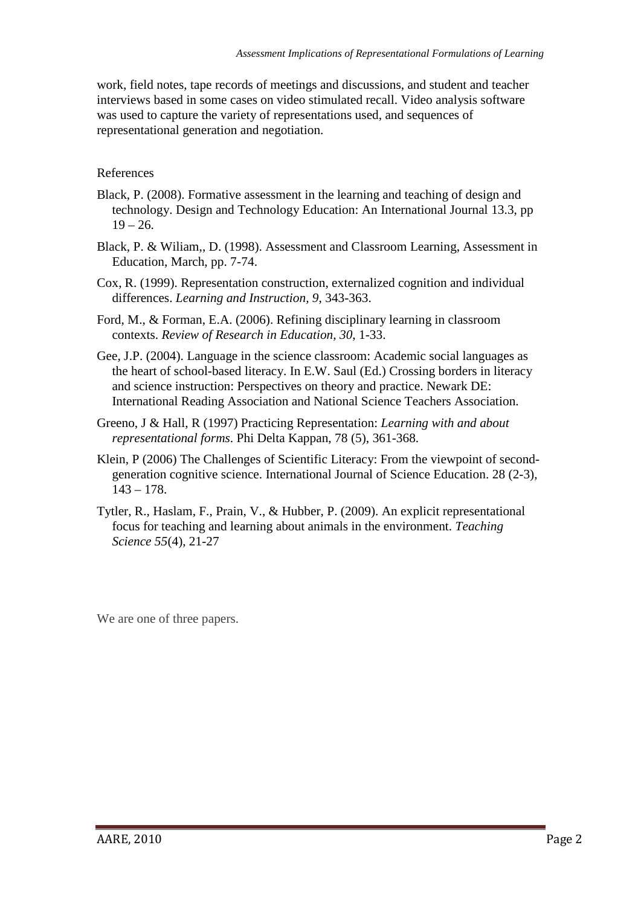work, field notes, tape records of meetings and discussions, and student and teacher interviews based in some cases on video stimulated recall. Video analysis software was used to capture the variety of representations used, and sequences of representational generation and negotiation.

References

Black, P. (2008). Formative assessment in the learning and teaching of design and technology. Design and Technology Education: An International Journal 13.3, pp 19 – 26.

Black, P. & Wiliam,, D. (1998). Assessment and Classroom Learning, Assessment in Education, March, pp. 7-74.

Cox, R. (1999). Representation construction, externalized cognition and individual differences. *Learning and Instruction, 9*, 343-363.

Ford, M., & Forman, E.A. (2006). Refining disciplinary learning in classroom contexts. *Review of Research in Education, 30*, 1-33.

Gee, J.P. (2004). Language in the science classroom: Academic social languages as the heart of school-based literacy. In E.W. Saul (Ed.) Crossing borders in literacy and science instruction: Perspectives on theory and practice. Newark DE: International Reading Association and National Science Teachers Association.

Greeno, J & Hall, R (1997) Practicing Representation: *Learning with and about representational forms*. Phi Delta Kappan, 78 (5), 361-368.

Klein, P (2006) The Challenges of Scientific Literacy: From the viewpoint of second-generation cognitive science. International Journal of Science Education. 28 (2-3), 143 – 178.

Tytler, R., Haslam, F., Prain, V., & Hubber, P. (2009). An explicit representational focus for teaching and learning about animals in the environment. *Teaching Science 55*(4), 21-27

We are one of three papers.